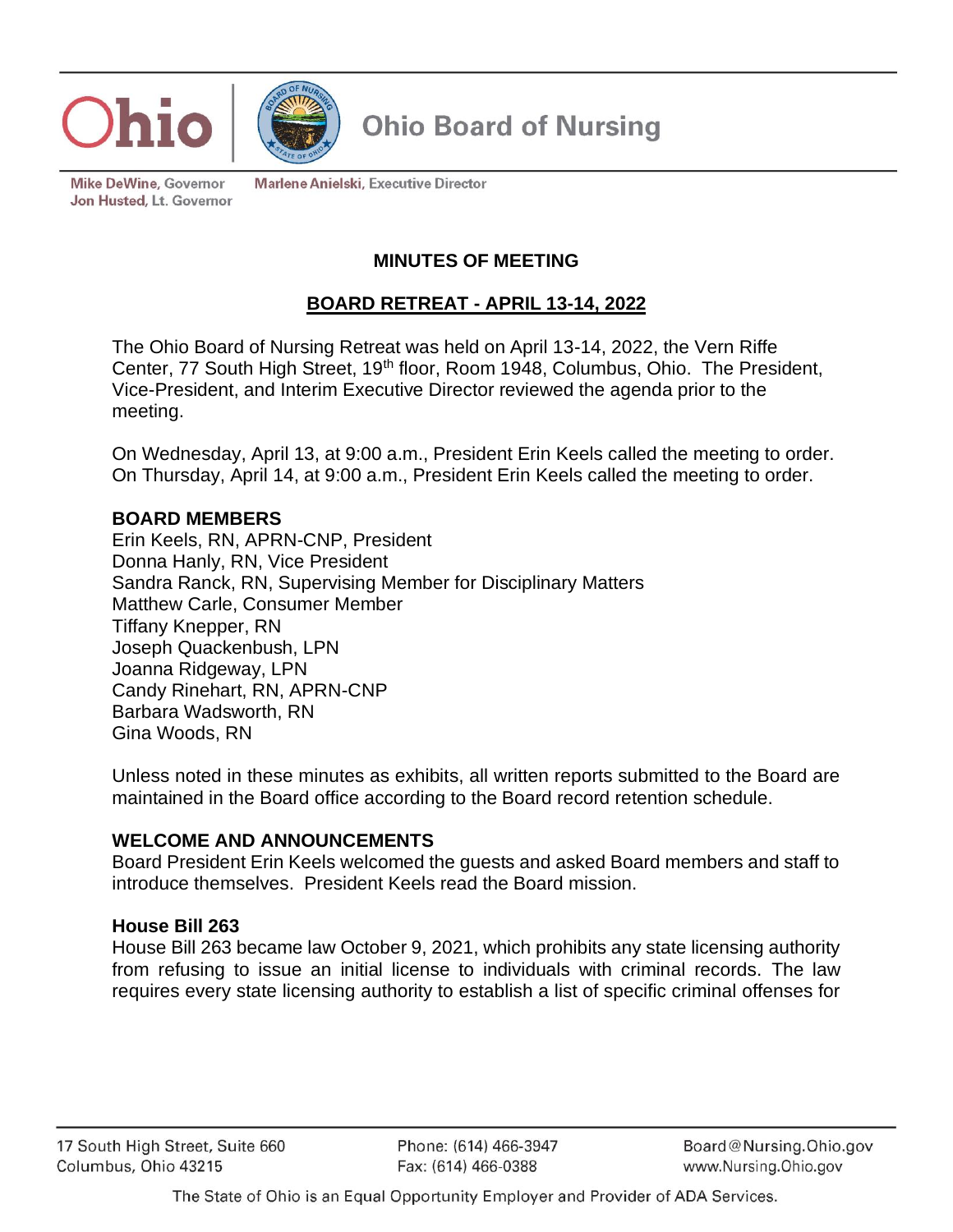Ohio | Ohio Board of Nursing

Mike DeWine, Governor
Jon Husted, Lt. Governor

Marlene Anielski, Executive Director

# MINUTES OF MEETING

## BOARD RETREAT - APRIL 13-14, 2022

The Ohio Board of Nursing Retreat was held on April 13-14, 2022, the Vern Riffe Center, 77 South High Street, 19th floor, Room 1948, Columbus, Ohio. The President, Vice-President, and Interim Executive Director reviewed the agenda prior to the meeting.

On Wednesday, April 13, at 9:00 a.m., President Erin Keels called the meeting to order.
On Thursday, April 14, at 9:00 a.m., President Erin Keels called the meeting to order.

### BOARD MEMBERS

Erin Keels, RN, APRN-CNP, President
Donna Hanly, RN, Vice President
Sandra Ranck, RN, Supervising Member for Disciplinary Matters
Matthew Carle, Consumer Member
Tiffany Knepper, RN
Joseph Quackenbush, LPN
Joanna Ridgeway, LPN
Candy Rinehart, RN, APRN-CNP
Barbara Wadsworth, RN
Gina Woods, RN

Unless noted in these minutes as exhibits, all written reports submitted to the Board are maintained in the Board office according to the Board record retention schedule.

### WELCOME AND ANNOUNCEMENTS

Board President Erin Keels welcomed the guests and asked Board members and staff to introduce themselves. President Keels read the Board mission.

### House Bill 263

House Bill 263 became law October 9, 2021, which prohibits any state licensing authority from refusing to issue an initial license to individuals with criminal records. The law requires every state licensing authority to establish a list of specific criminal offenses for

17 South High Street, Suite 660
Columbus, Ohio 43215

Phone: (614) 466-3947
Fax: (614) 466-0388

Board@Nursing.Ohio.gov
www.Nursing.Ohio.gov

The State of Ohio is an Equal Opportunity Employer and Provider of ADA Services.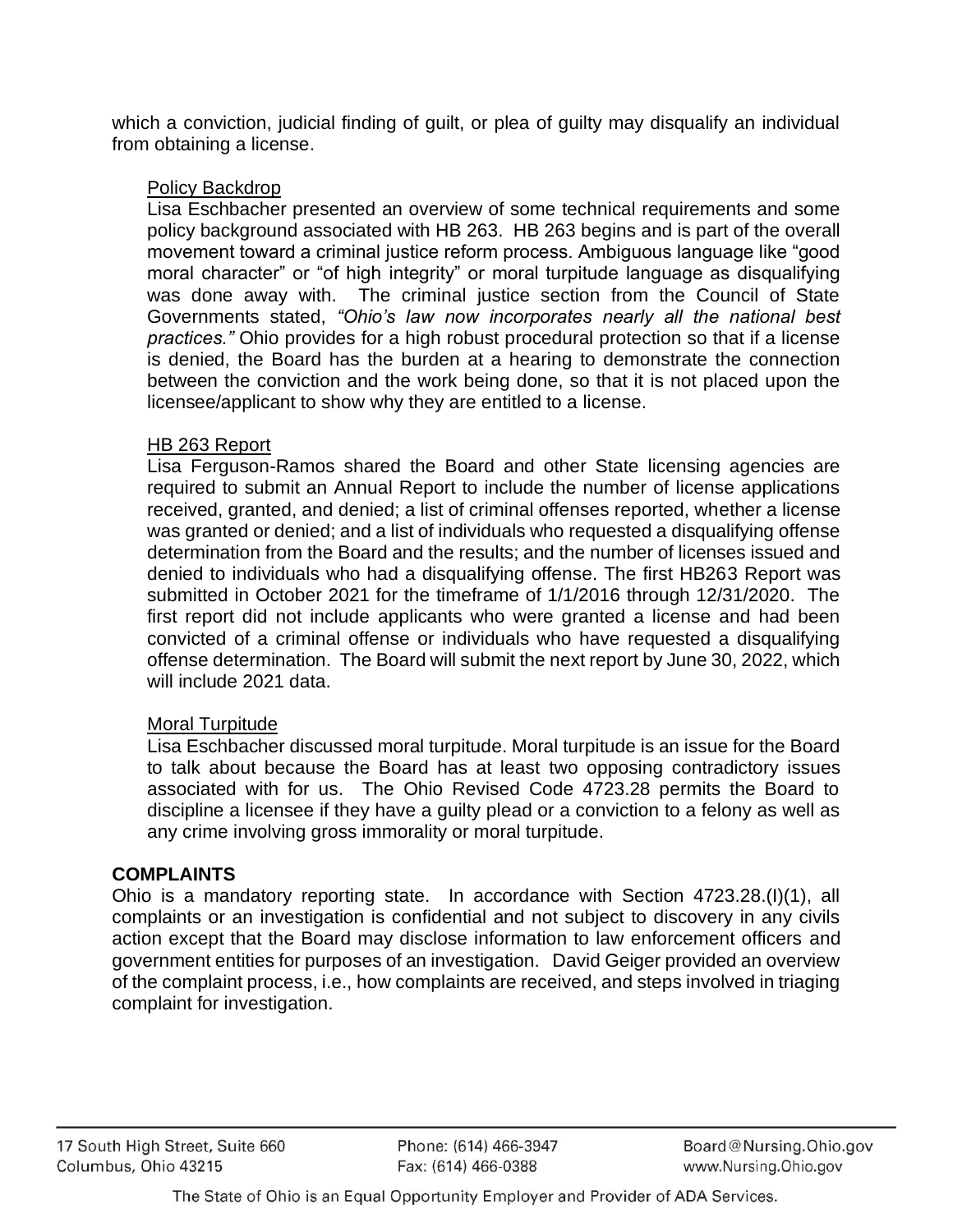which a conviction, judicial finding of guilt, or plea of guilty may disqualify an individual from obtaining a license.

Policy Backdrop

Lisa Eschbacher presented an overview of some technical requirements and some policy background associated with HB 263. HB 263 begins and is part of the overall movement toward a criminal justice reform process. Ambiguous language like “good moral character” or “of high integrity” or moral turpitude language as disqualifying was done away with. The criminal justice section from the Council of State Governments stated, *“Ohio’s law now incorporates nearly all the national best practices.”* Ohio provides for a high robust procedural protection so that if a license is denied, the Board has the burden at a hearing to demonstrate the connection between the conviction and the work being done, so that it is not placed upon the licensee/applicant to show why they are entitled to a license.

HB 263 Report

Lisa Ferguson-Ramos shared the Board and other State licensing agencies are required to submit an Annual Report to include the number of license applications received, granted, and denied; a list of criminal offenses reported, whether a license was granted or denied; and a list of individuals who requested a disqualifying offense determination from the Board and the results; and the number of licenses issued and denied to individuals who had a disqualifying offense. The first HB263 Report was submitted in October 2021 for the timeframe of 1/1/2016 through 12/31/2020. The first report did not include applicants who were granted a license and had been convicted of a criminal offense or individuals who have requested a disqualifying offense determination. The Board will submit the next report by June 30, 2022, which will include 2021 data.

Moral Turpitude

Lisa Eschbacher discussed moral turpitude. Moral turpitude is an issue for the Board to talk about because the Board has at least two opposing contradictory issues associated with for us. The Ohio Revised Code 4723.28 permits the Board to discipline a licensee if they have a guilty plead or a conviction to a felony as well as any crime involving gross immorality or moral turpitude.

**COMPLAINTS**

Ohio is a mandatory reporting state. In accordance with Section 4723.28.(I)(1), all complaints or an investigation is confidential and not subject to discovery in any civils action except that the Board may disclose information to law enforcement officers and government entities for purposes of an investigation. David Geiger provided an overview of the complaint process, i.e., how complaints are received, and steps involved in triaging complaint for investigation.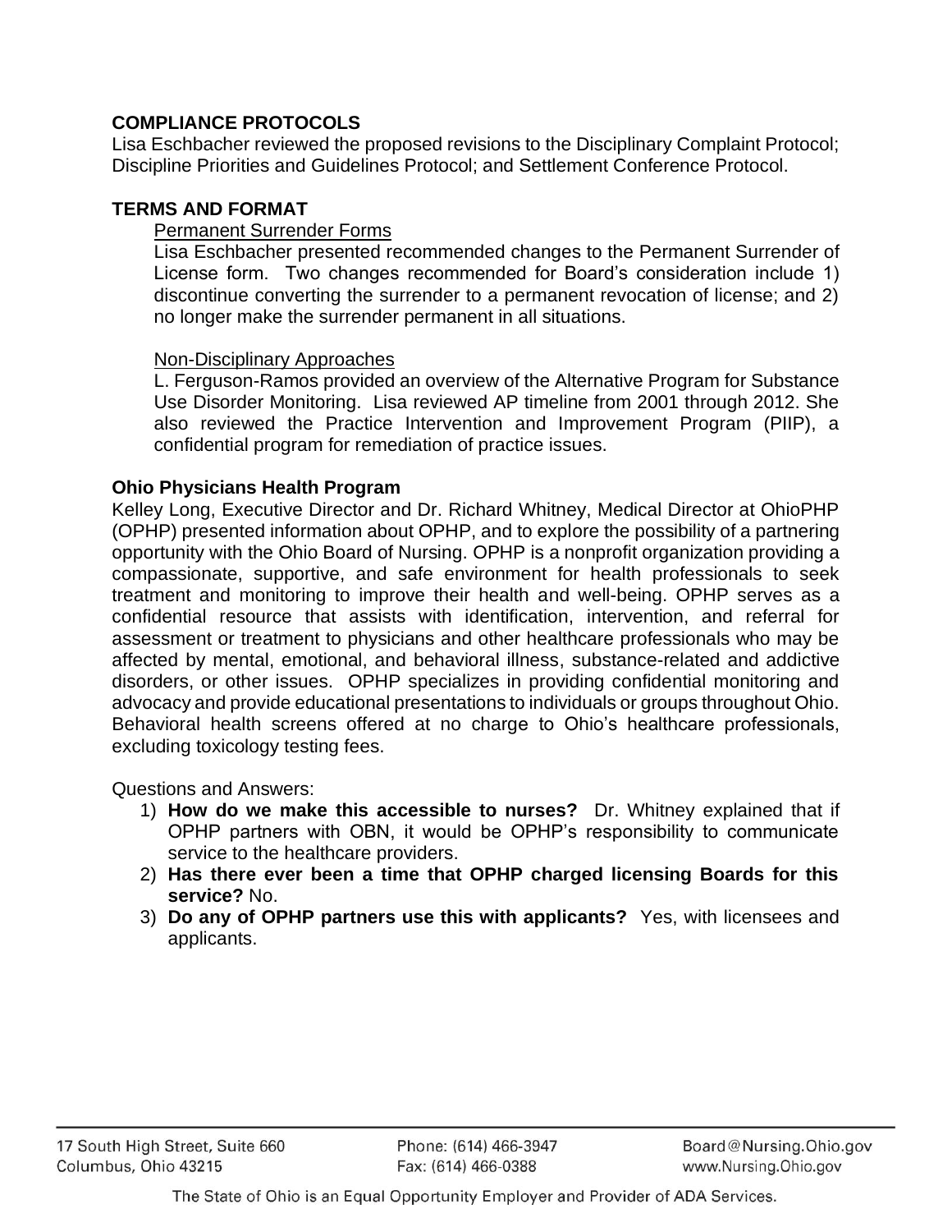## COMPLIANCE PROTOCOLS

Lisa Eschbacher reviewed the proposed revisions to the Disciplinary Complaint Protocol; Discipline Priorities and Guidelines Protocol; and Settlement Conference Protocol.

## TERMS AND FORMAT

### Permanent Surrender Forms

Lisa Eschbacher presented recommended changes to the Permanent Surrender of License form. Two changes recommended for Board's consideration include 1) discontinue converting the surrender to a permanent revocation of license; and 2) no longer make the surrender permanent in all situations.

### Non-Disciplinary Approaches

L. Ferguson-Ramos provided an overview of the Alternative Program for Substance Use Disorder Monitoring. Lisa reviewed AP timeline from 2001 through 2012. She also reviewed the Practice Intervention and Improvement Program (PIIP), a confidential program for remediation of practice issues.

## Ohio Physicians Health Program

Kelley Long, Executive Director and Dr. Richard Whitney, Medical Director at OhioPHP (OPHP) presented information about OPHP, and to explore the possibility of a partnering opportunity with the Ohio Board of Nursing. OPHP is a nonprofit organization providing a compassionate, supportive, and safe environment for health professionals to seek treatment and monitoring to improve their health and well-being. OPHP serves as a confidential resource that assists with identification, intervention, and referral for assessment or treatment to physicians and other healthcare professionals who may be affected by mental, emotional, and behavioral illness, substance-related and addictive disorders, or other issues. OPHP specializes in providing confidential monitoring and advocacy and provide educational presentations to individuals or groups throughout Ohio. Behavioral health screens offered at no charge to Ohio's healthcare professionals, excluding toxicology testing fees.

Questions and Answers:

1) **How do we make this accessible to nurses?** Dr. Whitney explained that if OPHP partners with OBN, it would be OPHP's responsibility to communicate service to the healthcare providers.
2) **Has there ever been a time that OPHP charged licensing Boards for this service?** No.
3) **Do any of OPHP partners use this with applicants?** Yes, with licensees and applicants.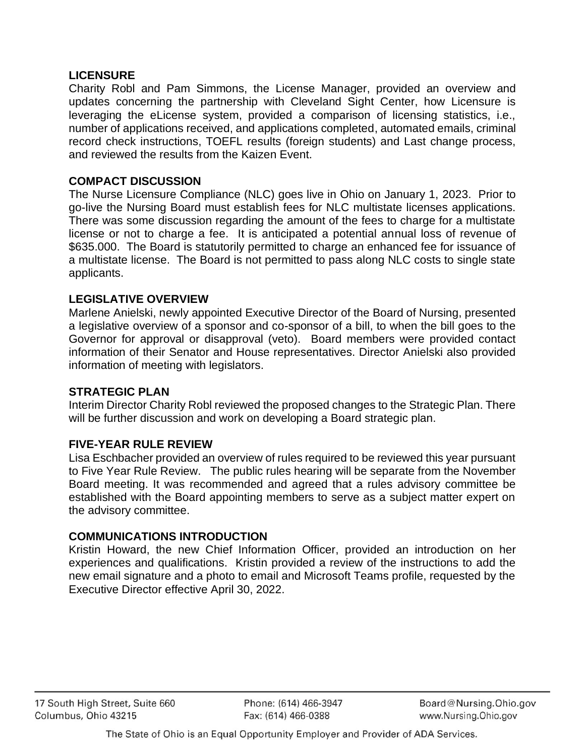**LICENSURE**

Charity Robl and Pam Simmons, the License Manager, provided an overview and updates concerning the partnership with Cleveland Sight Center, how Licensure is leveraging the eLicense system, provided a comparison of licensing statistics, i.e., number of applications received, and applications completed, automated emails, criminal record check instructions, TOEFL results (foreign students) and Last change process, and reviewed the results from the Kaizen Event.

**COMPACT DISCUSSION**

The Nurse Licensure Compliance (NLC) goes live in Ohio on January 1, 2023. Prior to go-live the Nursing Board must establish fees for NLC multistate licenses applications. There was some discussion regarding the amount of the fees to charge for a multistate license or not to charge a fee. It is anticipated a potential annual loss of revenue of $635.000. The Board is statutorily permitted to charge an enhanced fee for issuance of a multistate license. The Board is not permitted to pass along NLC costs to single state applicants.

**LEGISLATIVE OVERVIEW**

Marlene Anielski, newly appointed Executive Director of the Board of Nursing, presented a legislative overview of a sponsor and co-sponsor of a bill, to when the bill goes to the Governor for approval or disapproval (veto). Board members were provided contact information of their Senator and House representatives. Director Anielski also provided information of meeting with legislators.

**STRATEGIC PLAN**

Interim Director Charity Robl reviewed the proposed changes to the Strategic Plan. There will be further discussion and work on developing a Board strategic plan.

**FIVE-YEAR RULE REVIEW**

Lisa Eschbacher provided an overview of rules required to be reviewed this year pursuant to Five Year Rule Review. The public rules hearing will be separate from the November Board meeting. It was recommended and agreed that a rules advisory committee be established with the Board appointing members to serve as a subject matter expert on the advisory committee.

**COMMUNICATIONS INTRODUCTION**

Kristin Howard, the new Chief Information Officer, provided an introduction on her experiences and qualifications. Kristin provided a review of the instructions to add the new email signature and a photo to email and Microsoft Teams profile, requested by the Executive Director effective April 30, 2022.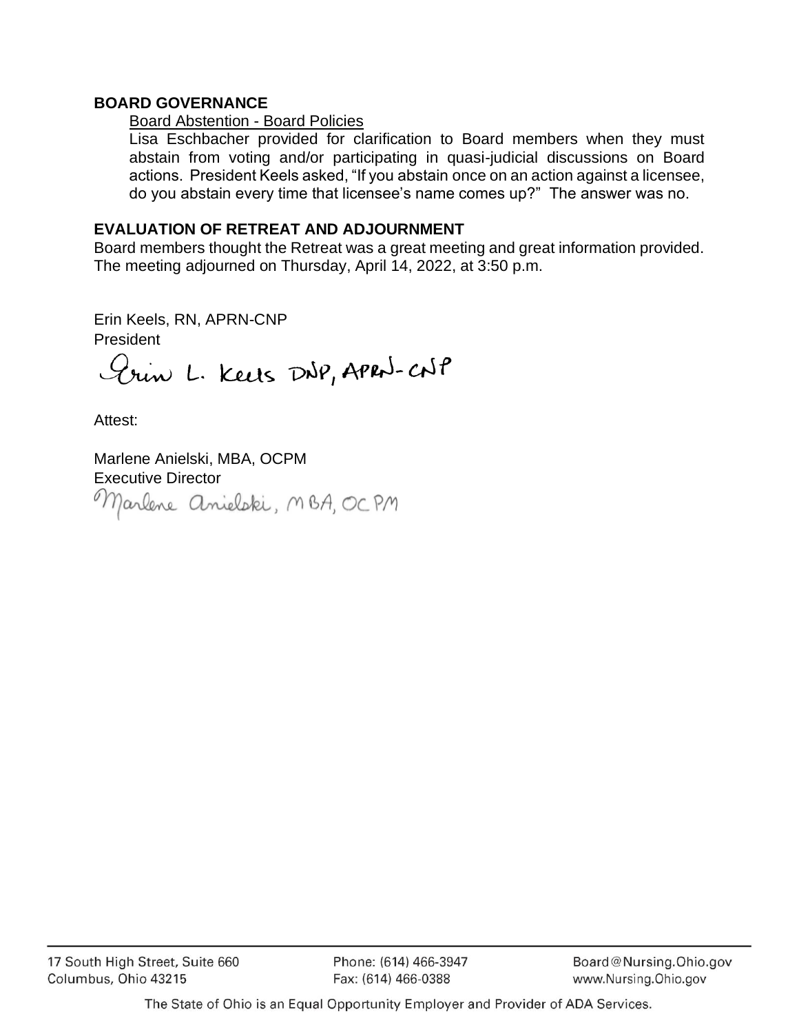**BOARD GOVERNANCE**

Board Abstention - Board Policies

Lisa Eschbacher provided for clarification to Board members when they must abstain from voting and/or participating in quasi-judicial discussions on Board actions. President Keels asked, "If you abstain once on an action against a licensee, do you abstain every time that licensee's name comes up?" The answer was no.

**EVALUATION OF RETREAT AND ADJOURNMENT**

Board members thought the Retreat was a great meeting and great information provided. The meeting adjourned on Thursday, April 14, 2022, at 3:50 p.m.

Erin Keels, RN, APRN-CNP
President

Erin L. Keels DNP, APRN-CNP

Attest:

Marlene Anielski, MBA, OCPM
Executive Director

Marlene Anielski, MBA, OCPM

17 South High Street, Suite 660
Columbus, Ohio 43215

Phone: (614) 466-3947
Fax: (614) 466-0388

Board@Nursing.Ohio.gov
www.Nursing.Ohio.gov

The State of Ohio is an Equal Opportunity Employer and Provider of ADA Services.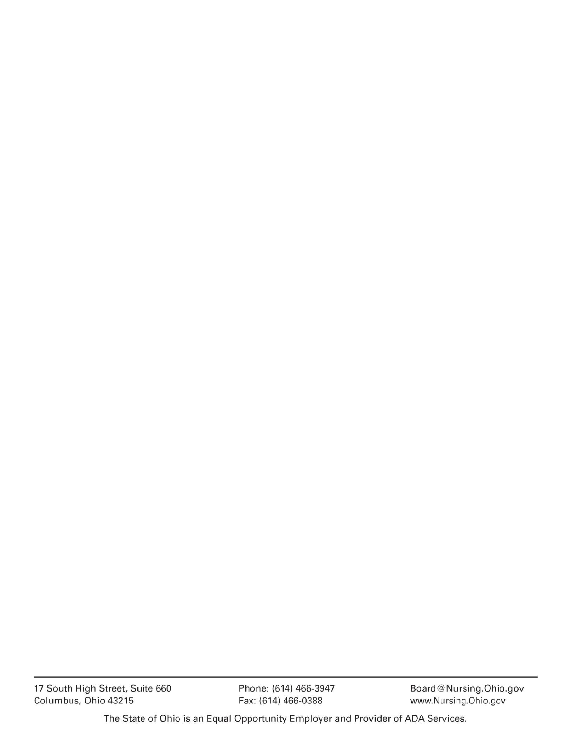17 South High Street, Suite 660
Columbus, Ohio 43215

Phone: (614) 466-3947
Fax: (614) 466-0388

Board@Nursing.Ohio.gov
www.Nursing.Ohio.gov

The State of Ohio is an Equal Opportunity Employer and Provider of ADA Services.